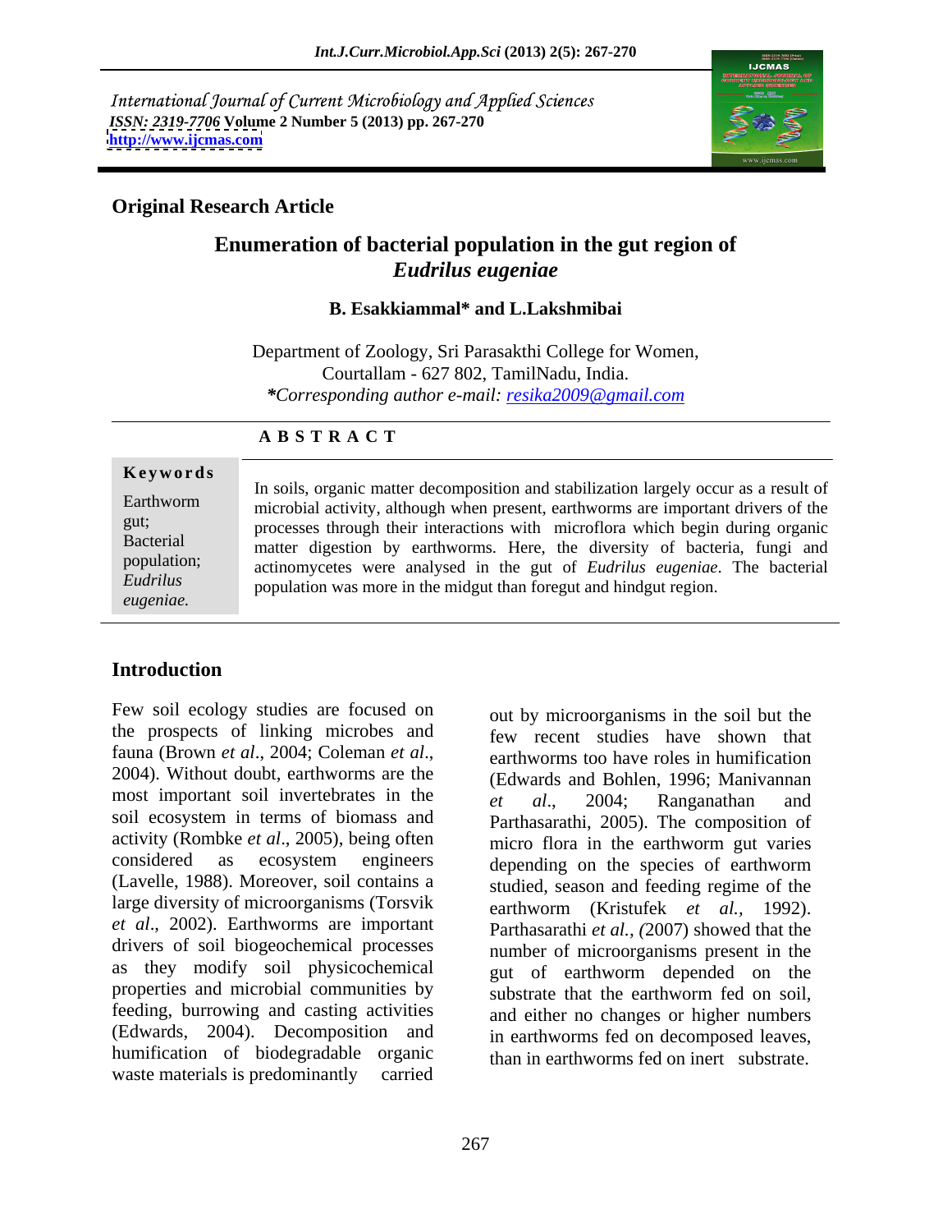International Journal of Current Microbiology and Applied Sciences
*ISSN: 2319-7706* **Volume 2 Number 5 (2013) pp. 267-270**
**http://www.ijcmas.com**

**Original Research Article**

# Enumeration of bacterial population in the gut region of *Eudrilus eugeniae*

**B. Esakkiammal\* and L.Lakshmibai**

Department of Zoology, Sri Parasakthi College for Women,
Courtallam - 627 802, TamilNadu, India.
*\*Corresponding author e-mail: resika2009@gmail.com*

**A B S T R A C T**

**Keywords**

Earthworm gut; Bacterial population; *Eudrilus eugeniae.*

In soils, organic matter decomposition and stabilization largely occur as a result of microbial activity, although when present, earthworms are important drivers of the processes through their interactions with microflora which begin during organic matter digestion by earthworms. Here, the diversity of bacteria, fungi and actinomycetes were analysed in the gut of *Eudrilus eugeniae*. The bacterial population was more in the midgut than foregut and hindgut region.

## Introduction

Few soil ecology studies are focused on the prospects of linking microbes and fauna (Brown *et al*., 2004; Coleman *et al*., 2004). Without doubt, earthworms are the most important soil invertebrates in the soil ecosystem in terms of biomass and activity (Rombke *et al*., 2005), being often considered as ecosystem engineers (Lavelle, 1988). Moreover, soil contains a large diversity of microorganisms (Torsvik *et al*., 2002). Earthworms are important drivers of soil biogeochemical processes as they modify soil physicochemical properties and microbial communities by feeding, burrowing and casting activities (Edwards, 2004). Decomposition and humification of biodegradable organic waste materials is predominantly carried out by microorganisms in the soil but the few recent studies have shown that earthworms too have roles in humification (Edwards and Bohlen, 1996; Manivannan *et al*., 2004; Ranganathan and Parthasarathi, 2005). The composition of micro flora in the earthworm gut varies depending on the species of earthworm studied, season and feeding regime of the earthworm (Kristufek *et al.,* 1992). Parthasarathi *et al., (*2007) showed that the number of microorganisms present in the gut of earthworm depended on the substrate that the earthworm fed on soil, and either no changes or higher numbers in earthworms fed on decomposed leaves, than in earthworms fed on inert substrate.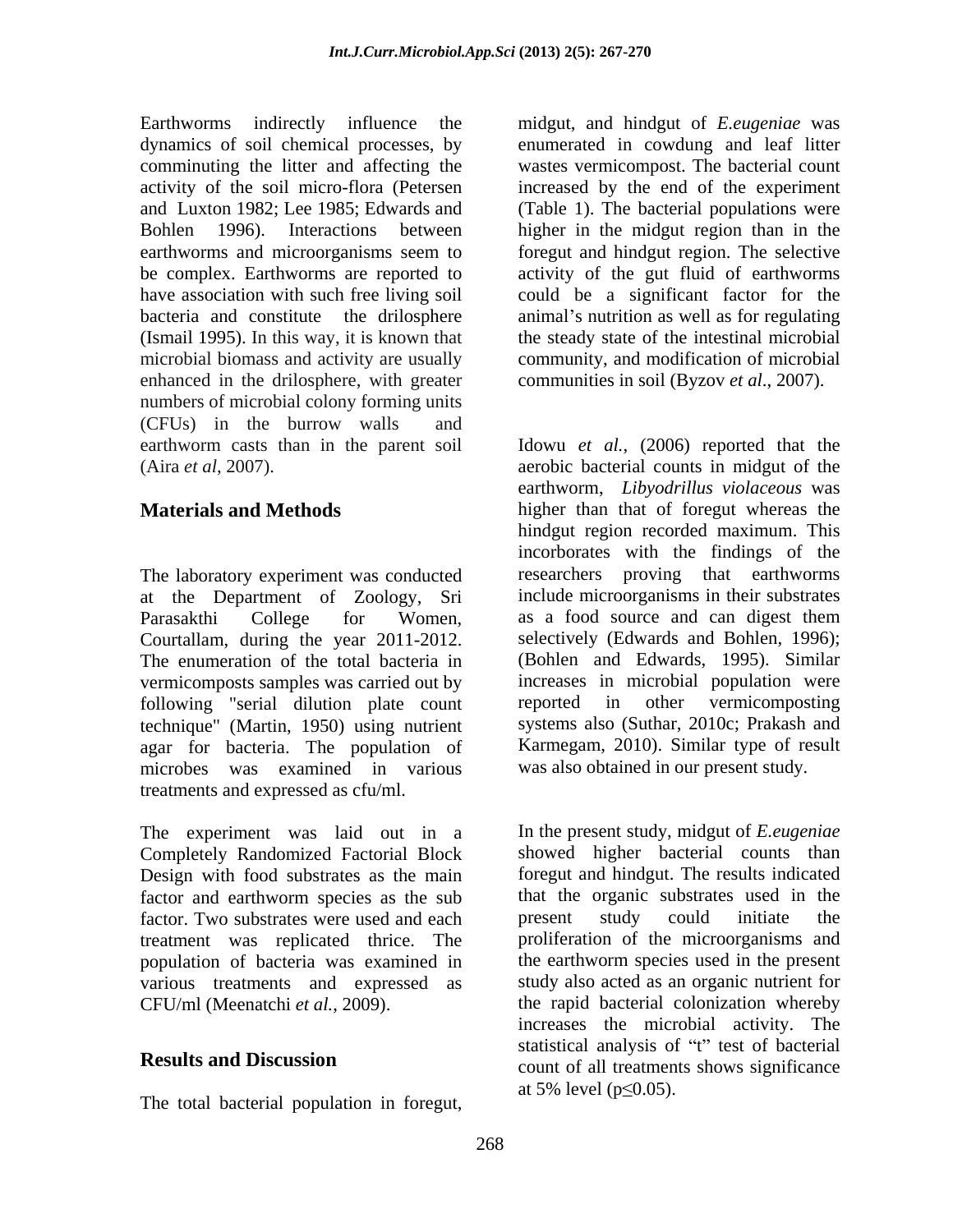Earthworms indirectly influence the dynamics of soil chemical processes, by comminuting the litter and affecting the activity of the soil micro-flora (Petersen and Luxton 1982; Lee 1985; Edwards and Bohlen 1996). Interactions between earthworms and microorganisms seem to be complex. Earthworms are reported to have association with such free living soil bacteria and constitute the drilosphere (Ismail 1995). In this way, it is known that microbial biomass and activity are usually enhanced in the drilosphere, with greater numbers of microbial colony forming units (CFUs) in the burrow walls and earthworm casts than in the parent soil (Aira *et al*, 2007).

## Materials and Methods

The laboratory experiment was conducted at the Department of Zoology, Sri Parasakthi College for Women, Courtallam, during the year 2011-2012. The enumeration of the total bacteria in vermicomposts samples was carried out by following "serial dilution plate count technique" (Martin, 1950) using nutrient agar for bacteria. The population of microbes was examined in various treatments and expressed as cfu/ml.

The experiment was laid out in a Completely Randomized Factorial Block Design with food substrates as the main factor and earthworm species as the sub factor. Two substrates were used and each treatment was replicated thrice. The population of bacteria was examined in various treatments and expressed as CFU/ml (Meenatchi *et al.*, 2009).

## Results and Discussion

The total bacterial population in foregut, midgut, and hindgut of *E.eugeniae* was enumerated in cowdung and leaf litter wastes vermicompost. The bacterial count increased by the end of the experiment (Table 1). The bacterial populations were higher in the midgut region than in the foregut and hindgut region. The selective activity of the gut fluid of earthworms could be a significant factor for the animal's nutrition as well as for regulating the steady state of the intestinal microbial community, and modification of microbial communities in soil (Byzov *et al*., 2007).

Idowu *et al.*, (2006) reported that the aerobic bacterial counts in midgut of the earthworm, *Libyodrillus violaceous* was higher than that of foregut whereas the hindgut region recorded maximum. This incorborates with the findings of the researchers proving that earthworms include microorganisms in their substrates as a food source and can digest them selectively (Edwards and Bohlen, 1996); (Bohlen and Edwards, 1995). Similar increases in microbial population were reported in other vermicomposting systems also (Suthar, 2010c; Prakash and Karmegam, 2010). Similar type of result was also obtained in our present study.

In the present study, midgut of *E.eugeniae* showed higher bacterial counts than foregut and hindgut. The results indicated that the organic substrates used in the present study could initiate the proliferation of the microorganisms and the earthworm species used in the present study also acted as an organic nutrient for the rapid bacterial colonization whereby increases the microbial activity. The statistical analysis of "t" test of bacterial count of all treatments shows significance at 5% level ($p \leq 0.05$).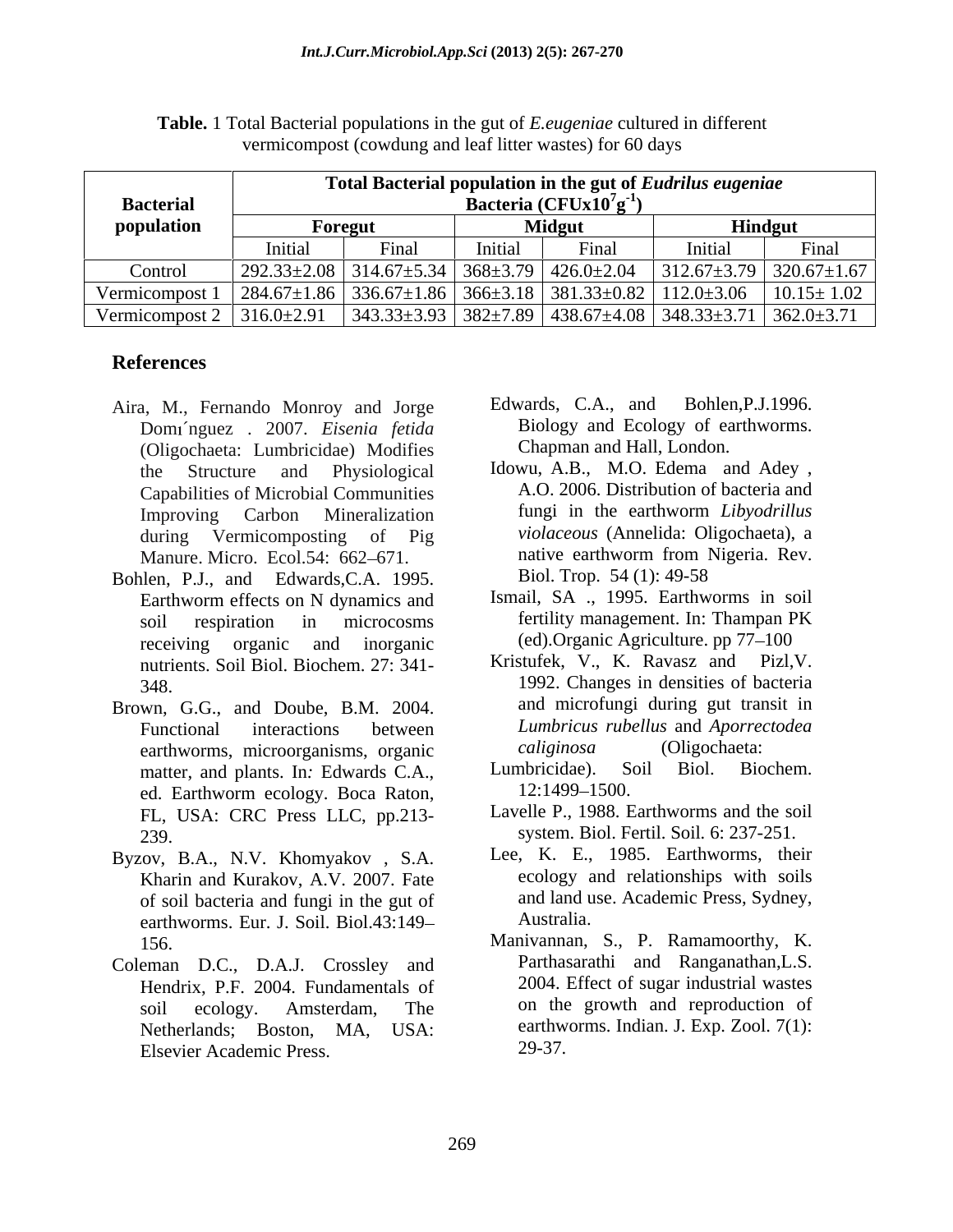**Table.** 1 Total Bacterial populations in the gut of *E.eugeniae* cultured in different vermicompost (cowdung and leaf litter wastes) for 60 days

| Bacterial population | Total Bacterial population in the gut of *Eudrilus eugeniae* Bacteria (CFUx$10^7$$g^{-1}$) | | | | | |
|---|---|---|---|---|---|---|
| | Foregut | | Midgut | | Hindgut | |
| | Initial | Final | Initial | Final | Initial | Final |
| Control | 292.33±2.08 | 314.67±5.34 | 368±3.79 | 426.0±2.04 | 312.67±3.79 | 320.67±1.67 |
| Vermicompost 1 | 284.67±1.86 | 336.67±1.86 | 366±3.18 | 381.33±0.82 | 112.0±3.06 | 10.15± 1.02 |
| Vermicompost 2 | 316.0±2.91 | 343.33±3.93 | 382±7.89 | 438.67±4.08 | 348.33±3.71 | 362.0±3.71 |

## References

Aira, M., Fernando Monroy and Jorge Domı´nguez . 2007. *Eisenia fetida* (Oligochaeta: Lumbricidae) Modifies the Structure and Physiological Capabilities of Microbial Communities Improving Carbon Mineralization during Vermicomposting of Pig Manure. Micro. Ecol.54: 662–671.

Bohlen, P.J., and Edwards,C.A. 1995. Earthworm effects on N dynamics and soil respiration in microcosms receiving organic and inorganic nutrients. Soil Biol. Biochem. 27: 341-348.

Brown, G.G., and Doube, B.M. 2004. Functional interactions between earthworms, microorganisms, organic matter, and plants. In*:* Edwards C.A., ed. Earthworm ecology. Boca Raton, FL, USA: CRC Press LLC, pp.213-239.

Byzov, B.A., N.V. Khomyakov , S.A. Kharin and Kurakov, A.V. 2007. Fate of soil bacteria and fungi in the gut of earthworms. Eur. J. Soil. Biol.43:149–156.

Coleman D.C., D.A.J. Crossley and Hendrix, P.F. 2004. Fundamentals of soil ecology. Amsterdam, The Netherlands; Boston, MA, USA: Elsevier Academic Press.

Edwards, C.A., and Bohlen,P.J.1996. Biology and Ecology of earthworms. Chapman and Hall, London.

Idowu, A.B., M.O. Edema and Adey , A.O. 2006. Distribution of bacteria and fungi in the earthworm *Libyodrillus violaceous* (Annelida: Oligochaeta), a native earthworm from Nigeria. Rev. Biol. Trop. 54 (1): 49-58

Ismail, SA ., 1995. Earthworms in soil fertility management. In: Thampan PK (ed).Organic Agriculture. pp 77–100

Kristufek, V., K. Ravasz and Pizl,V. 1992. Changes in densities of bacteria and microfungi during gut transit in *Lumbricus rubellus* and *Aporrectodea caliginosa* (Oligochaeta: Lumbricidae). Soil Biol. Biochem. 12:1499–1500.

Lavelle P., 1988. Earthworms and the soil system. Biol. Fertil. Soil*.* 6: 237-251.

Lee, K. E., 1985. Earthworms, their ecology and relationships with soils and land use. Academic Press, Sydney, Australia.

Manivannan, S., P. Ramamoorthy, K. Parthasarathi and Ranganathan,L.S. 2004. Effect of sugar industrial wastes on the growth and reproduction of earthworms. Indian. J. Exp. Zool. 7(1): 29-37.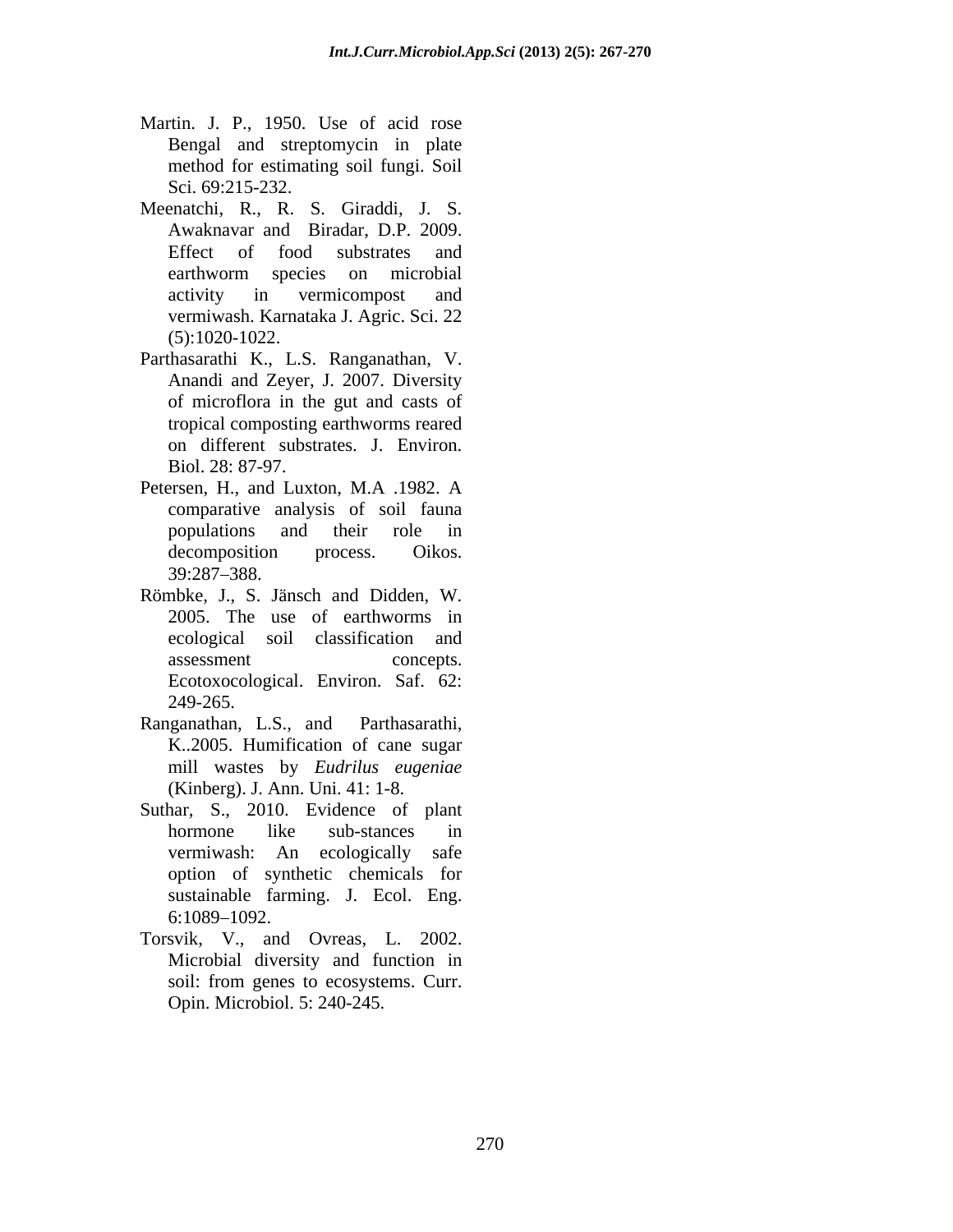Martin. J. P., 1950. Use of acid rose Bengal and streptomycin in plate method for estimating soil fungi. Soil Sci. 69:215-232.

Meenatchi, R., R. S. Giraddi, J. S. Awaknavar and Biradar, D.P. 2009. Effect of food substrates and earthworm species on microbial activity in vermicompost and vermiwash. Karnataka J. Agric. Sci. 22 (5):1020-1022.

Parthasarathi K., L.S. Ranganathan, V. Anandi and Zeyer, J. 2007. Diversity of microflora in the gut and casts of tropical composting earthworms reared on different substrates. J. Environ. Biol. 28: 87-97.

Petersen, H., and Luxton, M.A .1982. A comparative analysis of soil fauna populations and their role in decomposition process. Oikos. 39:287–388.

Römbke, J., S. Jänsch and Didden, W. 2005. The use of earthworms in ecological soil classification and assessment concepts. Ecotoxocological. Environ. Saf. 62: 249-265.

Ranganathan, L.S., and Parthasarathi, K..2005. Humification of cane sugar mill wastes by *Eudrilus eugeniae* (Kinberg). J. Ann. Uni. 41: 1-8.

Suthar, S., 2010. Evidence of plant hormone like sub-stances in vermiwash: An ecologically safe option of synthetic chemicals for sustainable farming. J. Ecol. Eng. 6:1089–1092.

Torsvik, V., and Ovreas, L. 2002. Microbial diversity and function in soil: from genes to ecosystems. Curr. Opin. Microbiol. 5: 240-245.